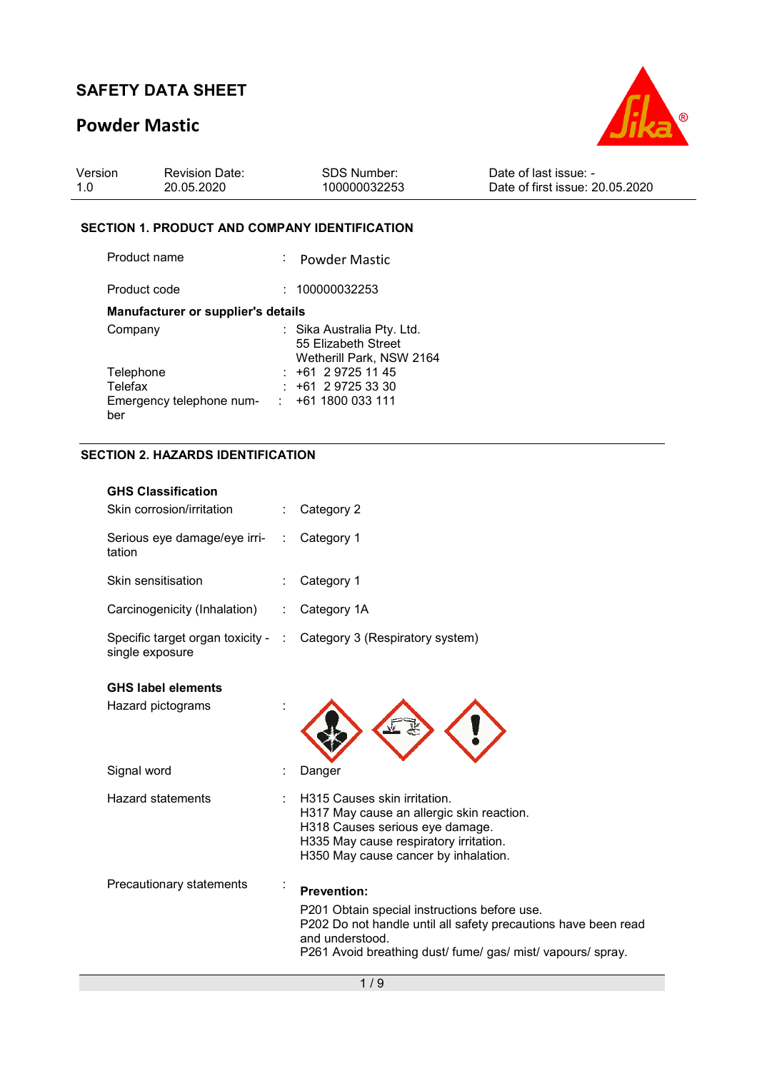# SAFETY DATA SHEET

## Powder Mastic

| Version | Revision Date: | SDS Number: | Date of last issue: - |
|---|---|---|---|
| 1.0 | 20.05.2020 | 100000032253 | Date of first issue: 20.05.2020 |

### SECTION 1. PRODUCT AND COMPANY IDENTIFICATION

Product name : Powder Mastic

Product code : 100000032253

**Manufacturer or supplier's details**

Company : Sika Australia Pty. Ltd.
55 Elizabeth Street
Wetherill Park, NSW 2164

Telephone : +61 2 9725 11 45

Telefax : +61 2 9725 33 30

Emergency telephone number : +61 1800 033 111

### SECTION 2. HAZARDS IDENTIFICATION

**GHS Classification**

Skin corrosion/irritation : Category 2

Serious eye damage/eye irritation : Category 1

Skin sensitisation : Category 1

Carcinogenicity (Inhalation) : Category 1A

Specific target organ toxicity - single exposure : Category 3 (Respiratory system)

**GHS label elements**

Hazard pictograms :

Signal word : Danger

Hazard statements : H315 Causes skin irritation.
H317 May cause an allergic skin reaction.
H318 Causes serious eye damage.
H335 May cause respiratory irritation.
H350 May cause cancer by inhalation.

Precautionary statements :

**Prevention:**

P201 Obtain special instructions before use.
P202 Do not handle until all safety precautions have been read and understood.
P261 Avoid breathing dust/ fume/ gas/ mist/ vapours/ spray.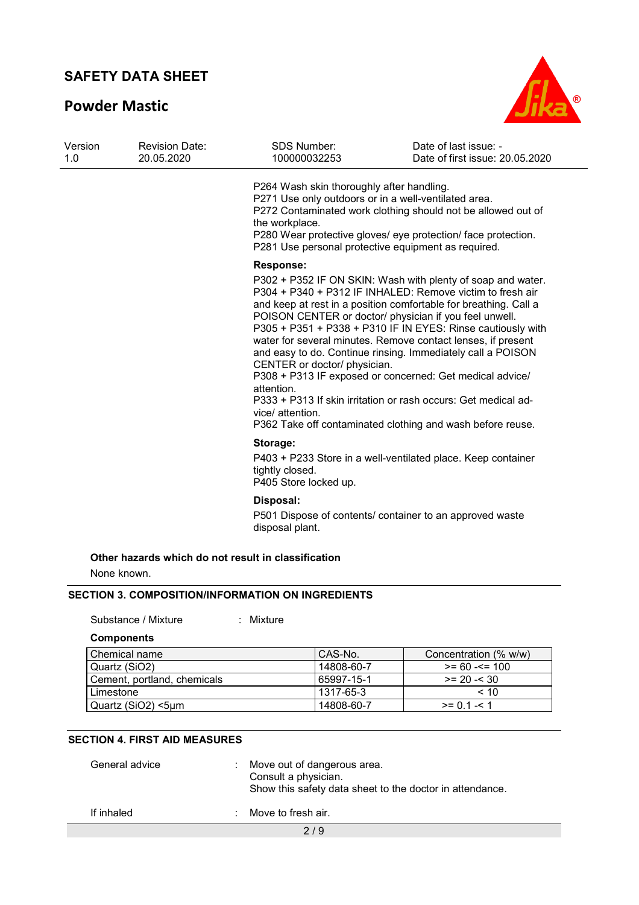P264 Wash skin thoroughly after handling.
P271 Use only outdoors or in a well-ventilated area.
P272 Contaminated work clothing should not be allowed out of the workplace.
P280 Wear protective gloves/ eye protection/ face protection.
P281 Use personal protective equipment as required.

**Response:**

P302 + P352 IF ON SKIN: Wash with plenty of soap and water.
P304 + P340 + P312 IF INHALED: Remove victim to fresh air and keep at rest in a position comfortable for breathing. Call a POISON CENTER or doctor/ physician if you feel unwell.
P305 + P351 + P338 + P310 IF IN EYES: Rinse cautiously with water for several minutes. Remove contact lenses, if present and easy to do. Continue rinsing. Immediately call a POISON CENTER or doctor/ physician.
P308 + P313 IF exposed or concerned: Get medical advice/ attention.
P333 + P313 If skin irritation or rash occurs: Get medical advice/ attention.
P362 Take off contaminated clothing and wash before reuse.

**Storage:**

P403 + P233 Store in a well-ventilated place. Keep container tightly closed.
P405 Store locked up.

**Disposal:**

P501 Dispose of contents/ container to an approved waste disposal plant.

**Other hazards which do not result in classification**

None known.

## SECTION 3. COMPOSITION/INFORMATION ON INGREDIENTS

Substance / Mixture : Mixture

**Components**

| Chemical name | CAS-No. | Concentration (% w/w) |
|---|---|---|
| Quartz ($SiO_2$) | 14808-60-7 | >= 60 -<= 100 |
| Cement, portland, chemicals | 65997-15-1 | >= 20 -< 30 |
| Limestone | 1317-65-3 | < 10 |
| Quartz ($SiO_2$) <5µm | 14808-60-7 | >= 0.1 -< 1 |

## SECTION 4. FIRST AID MEASURES

General advice : Move out of dangerous area.
Consult a physician.
Show this safety data sheet to the doctor in attendance.

If inhaled : Move to fresh air.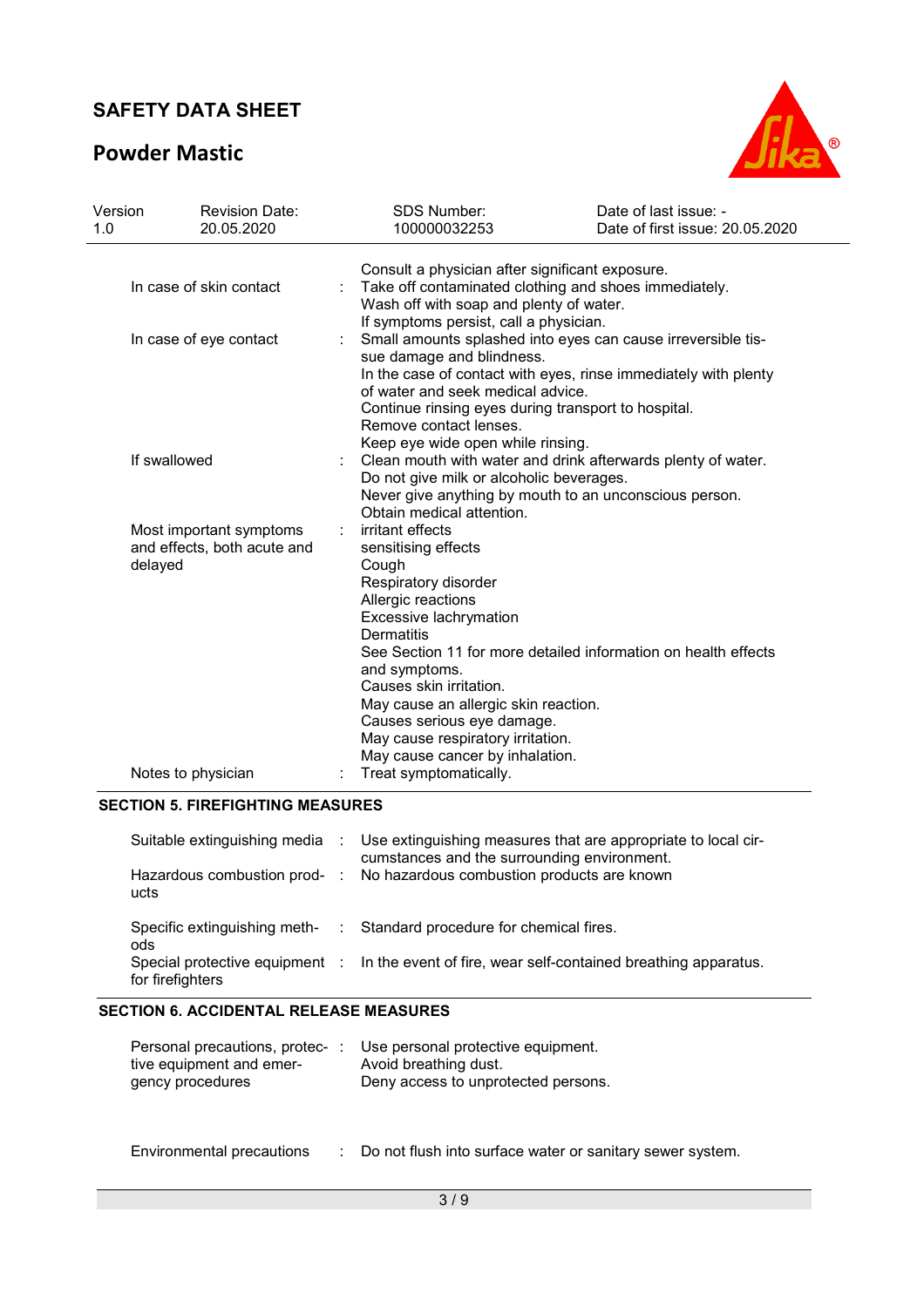| | | |
|---|---|---|
| | | Consult a physician after significant exposure. |
| In case of skin contact | : | Take off contaminated clothing and shoes immediately.<br>Wash off with soap and plenty of water.<br>If symptoms persist, call a physician. |
| In case of eye contact | : | Small amounts splashed into eyes can cause irreversible tissue damage and blindness.<br>In the case of contact with eyes, rinse immediately with plenty of water and seek medical advice.<br>Continue rinsing eyes during transport to hospital.<br>Remove contact lenses.<br>Keep eye wide open while rinsing. |
| If swallowed | : | Clean mouth with water and drink afterwards plenty of water.<br>Do not give milk or alcoholic beverages.<br>Never give anything by mouth to an unconscious person.<br>Obtain medical attention. |
| Most important symptoms and effects, both acute and delayed | : | irritant effects<br>sensitising effects<br>Cough<br>Respiratory disorder<br>Allergic reactions<br>Excessive lachrymation<br>Dermatitis<br>See Section 11 for more detailed information on health effects and symptoms.<br>Causes skin irritation.<br>May cause an allergic skin reaction.<br>Causes serious eye damage.<br>May cause respiratory irritation.<br>May cause cancer by inhalation. |
| Notes to physician | : | Treat symptomatically. |

## SECTION 5. FIREFIGHTING MEASURES

| | | |
|---|---|---|
| Suitable extinguishing media | : | Use extinguishing measures that are appropriate to local circumstances and the surrounding environment. |
| Hazardous combustion products | : | No hazardous combustion products are known |
| Specific extinguishing methods | : | Standard procedure for chemical fires. |
| Special protective equipment for firefighters | : | In the event of fire, wear self-contained breathing apparatus. |

## SECTION 6. ACCIDENTAL RELEASE MEASURES

| | | |
|---|---|---|
| Personal precautions, protective equipment and emergency procedures | : | Use personal protective equipment.<br>Avoid breathing dust.<br>Deny access to unprotected persons. |
| Environmental precautions | : | Do not flush into surface water or sanitary sewer system. |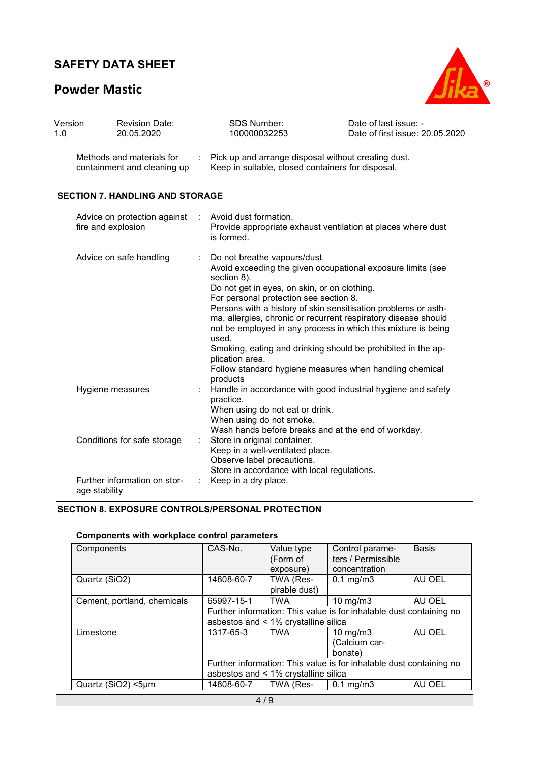| Methods and materials for containment and cleaning up | : | Pick up and arrange disposal without creating dust. Keep in suitable, closed containers for disposal. |
|---|---|---|

## SECTION 7. HANDLING AND STORAGE

| | | |
|---|---|---|
| Advice on protection against fire and explosion | : | Avoid dust formation.<br>Provide appropriate exhaust ventilation at places where dust is formed. |
| Advice on safe handling | : | Do not breathe vapours/dust.<br>Avoid exceeding the given occupational exposure limits (see section 8).<br>Do not get in eyes, on skin, or on clothing.<br>For personal protection see section 8.<br>Persons with a history of skin sensitisation problems or asthma, allergies, chronic or recurrent respiratory disease should not be employed in any process in which this mixture is being used.<br>Smoking, eating and drinking should be prohibited in the application area.<br>Follow standard hygiene measures when handling chemical products |
| Hygiene measures | : | Handle in accordance with good industrial hygiene and safety practice.<br>When using do not eat or drink.<br>When using do not smoke.<br>Wash hands before breaks and at the end of workday. |
| Conditions for safe storage | : | Store in original container.<br>Keep in a well-ventilated place.<br>Observe label precautions.<br>Store in accordance with local regulations. |
| Further information on storage stability | : | Keep in a dry place. |

## SECTION 8. EXPOSURE CONTROLS/PERSONAL PROTECTION

**Components with workplace control parameters**

| Components | CAS-No. | Value type (Form of exposure) | Control parameters / Permissible concentration | Basis |
|---|---|---|---|---|
| Quartz ($SiO_2$) | 14808-60-7 | TWA (Respirable dust) | 0.1 mg/m3 | AU OEL |
| Cement, portland, chemicals | 65997-15-1 | TWA | 10 mg/m3 | AU OEL |
| | Further information: This value is for inhalable dust containing no asbestos and < 1% crystalline silica | | | |
| Limestone | 1317-65-3 | TWA | 10 mg/m3 (Calcium carbonate) | AU OEL |
| | Further information: This value is for inhalable dust containing no asbestos and < 1% crystalline silica | | | |
| Quartz ($SiO_2$) <5µm | 14808-60-7 | TWA (Res- | 0.1 mg/m3 | AU OEL |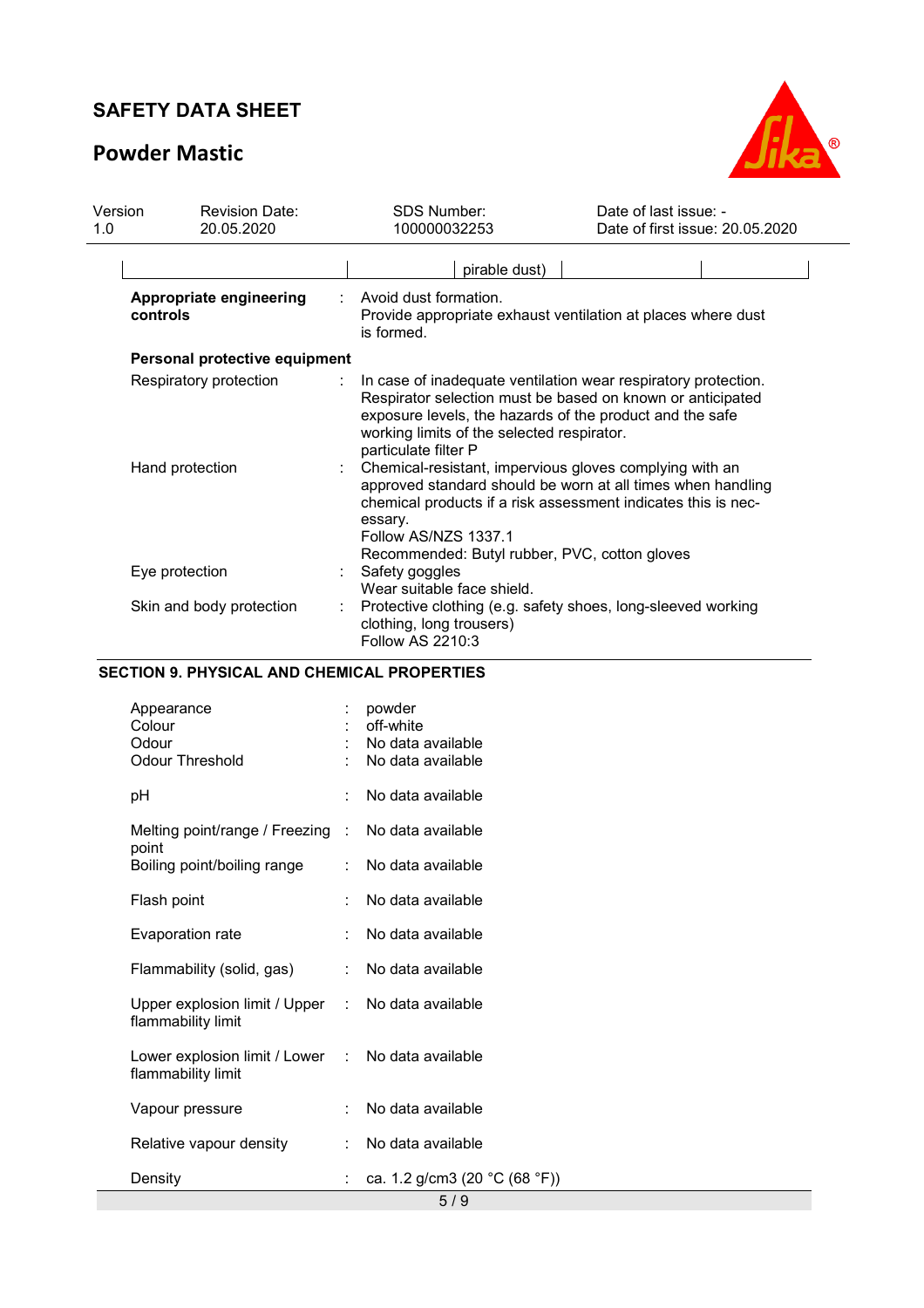| | | pirable dust) | | |
|---|---|---|---|---|

**Appropriate engineering controls** : Avoid dust formation.
Provide appropriate exhaust ventilation at places where dust is formed.

**Personal protective equipment**

Respiratory protection : In case of inadequate ventilation wear respiratory protection. Respirator selection must be based on known or anticipated exposure levels, the hazards of the product and the safe working limits of the selected respirator.
particulate filter P

Hand protection : Chemical-resistant, impervious gloves complying with an approved standard should be worn at all times when handling chemical products if a risk assessment indicates this is necessary.
Follow AS/NZS 1337.1
Recommended: Butyl rubber, PVC, cotton gloves

Eye protection : Safety goggles
Wear suitable face shield.

Skin and body protection : Protective clothing (e.g. safety shoes, long-sleeved working clothing, long trousers)
Follow AS 2210:3

## SECTION 9. PHYSICAL AND CHEMICAL PROPERTIES

| | |
|---|---|
| Appearance | : powder |
| Colour | : off-white |
| Odour | : No data available |
| Odour Threshold | : No data available |
| pH | : No data available |
| Melting point/range / Freezing point | : No data available |
| Boiling point/boiling range | : No data available |
| Flash point | : No data available |
| Evaporation rate | : No data available |
| Flammability (solid, gas) | : No data available |
| Upper explosion limit / Upper flammability limit | : No data available |
| Lower explosion limit / Lower flammability limit | : No data available |
| Vapour pressure | : No data available |
| Relative vapour density | : No data available |
| Density | : ca. 1.2 g/cm3 (20 °C (68 °F)) |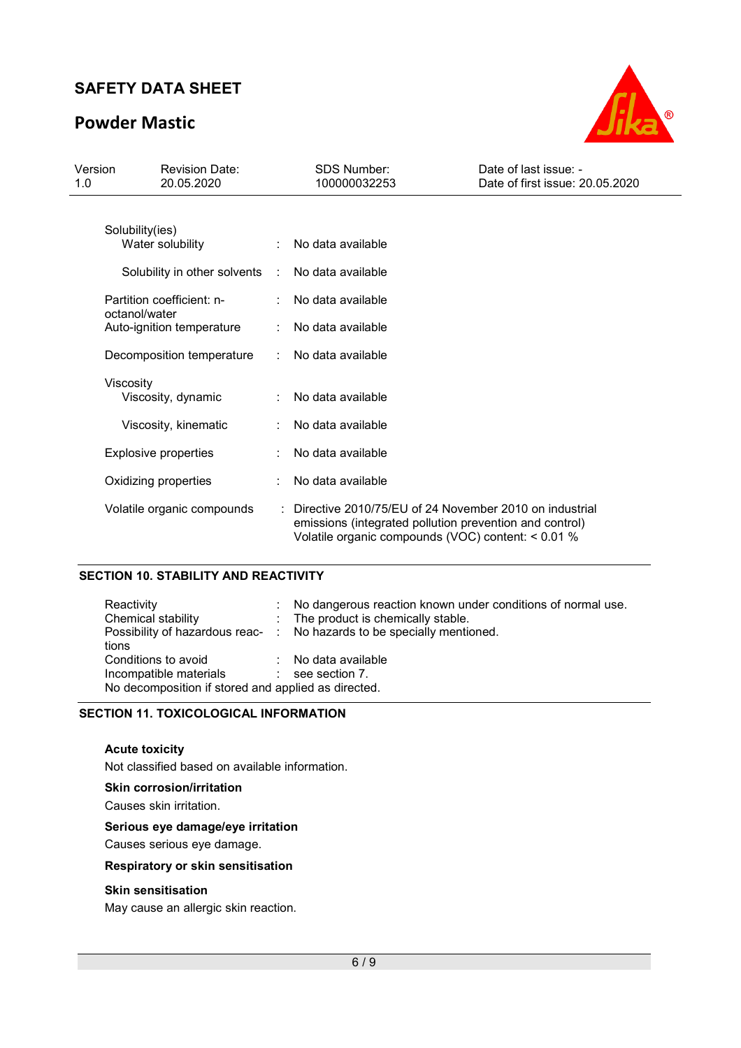| | | |
|---|---|---|
| Solubility(ies) | | |
| Water solubility | : | No data available |
| Solubility in other solvents | : | No data available |
| Partition coefficient: n-octanol/water | : | No data available |
| Auto-ignition temperature | : | No data available |
| Decomposition temperature | : | No data available |
| Viscosity | | |
| Viscosity, dynamic | : | No data available |
| Viscosity, kinematic | : | No data available |
| Explosive properties | : | No data available |
| Oxidizing properties | : | No data available |
| Volatile organic compounds | : | Directive 2010/75/EU of 24 November 2010 on industrial emissions (integrated pollution prevention and control) Volatile organic compounds (VOC) content: < 0.01 % |

## SECTION 10. STABILITY AND REACTIVITY

| | | |
|---|---|---|
| Reactivity | : | No dangerous reaction known under conditions of normal use. |
| Chemical stability | : | The product is chemically stable. |
| Possibility of hazardous reactions | : | No hazards to be specially mentioned. |
| Conditions to avoid | : | No data available |
| Incompatible materials | : | see section 7. |

No decomposition if stored and applied as directed.

## SECTION 11. TOXICOLOGICAL INFORMATION

**Acute toxicity**

Not classified based on available information.

**Skin corrosion/irritation**

Causes skin irritation.

**Serious eye damage/eye irritation**

Causes serious eye damage.

**Respiratory or skin sensitisation**

**Skin sensitisation**

May cause an allergic skin reaction.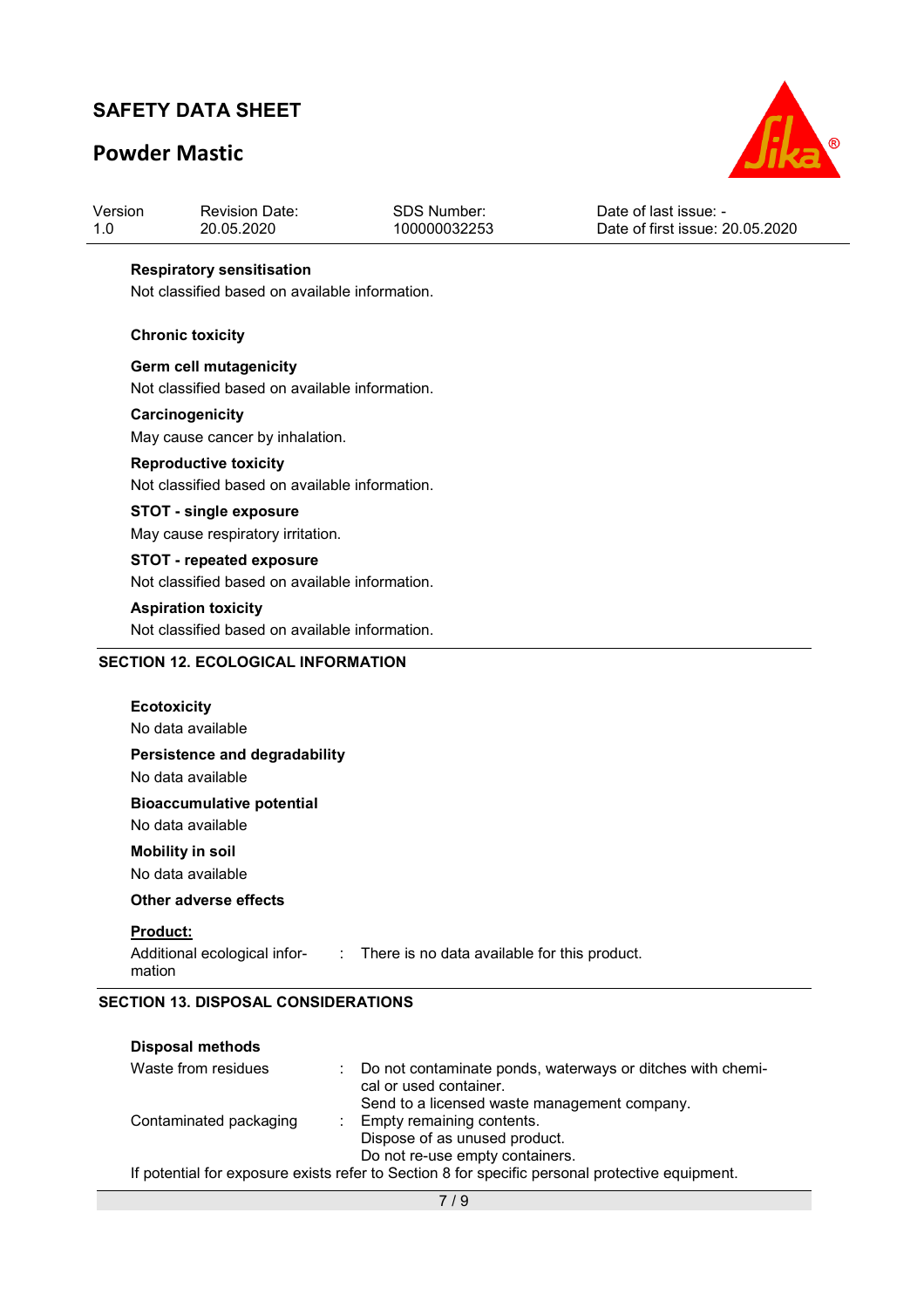**Respiratory sensitisation**

Not classified based on available information.

**Chronic toxicity**

**Germ cell mutagenicity**

Not classified based on available information.

**Carcinogenicity**

May cause cancer by inhalation.

**Reproductive toxicity**

Not classified based on available information.

**STOT - single exposure**

May cause respiratory irritation.

**STOT - repeated exposure**

Not classified based on available information.

**Aspiration toxicity**

Not classified based on available information.

## SECTION 12. ECOLOGICAL INFORMATION

**Ecotoxicity**

No data available

**Persistence and degradability**

No data available

**Bioaccumulative potential**

No data available

**Mobility in soil**

No data available

**Other adverse effects**

**Product:**

Additional ecological information : There is no data available for this product.

## SECTION 13. DISPOSAL CONSIDERATIONS

**Disposal methods**

Waste from residues : Do not contaminate ponds, waterways or ditches with chemical or used container.
Send to a licensed waste management company.

Contaminated packaging : Empty remaining contents.
Dispose of as unused product.
Do not re-use empty containers.

If potential for exposure exists refer to Section 8 for specific personal protective equipment.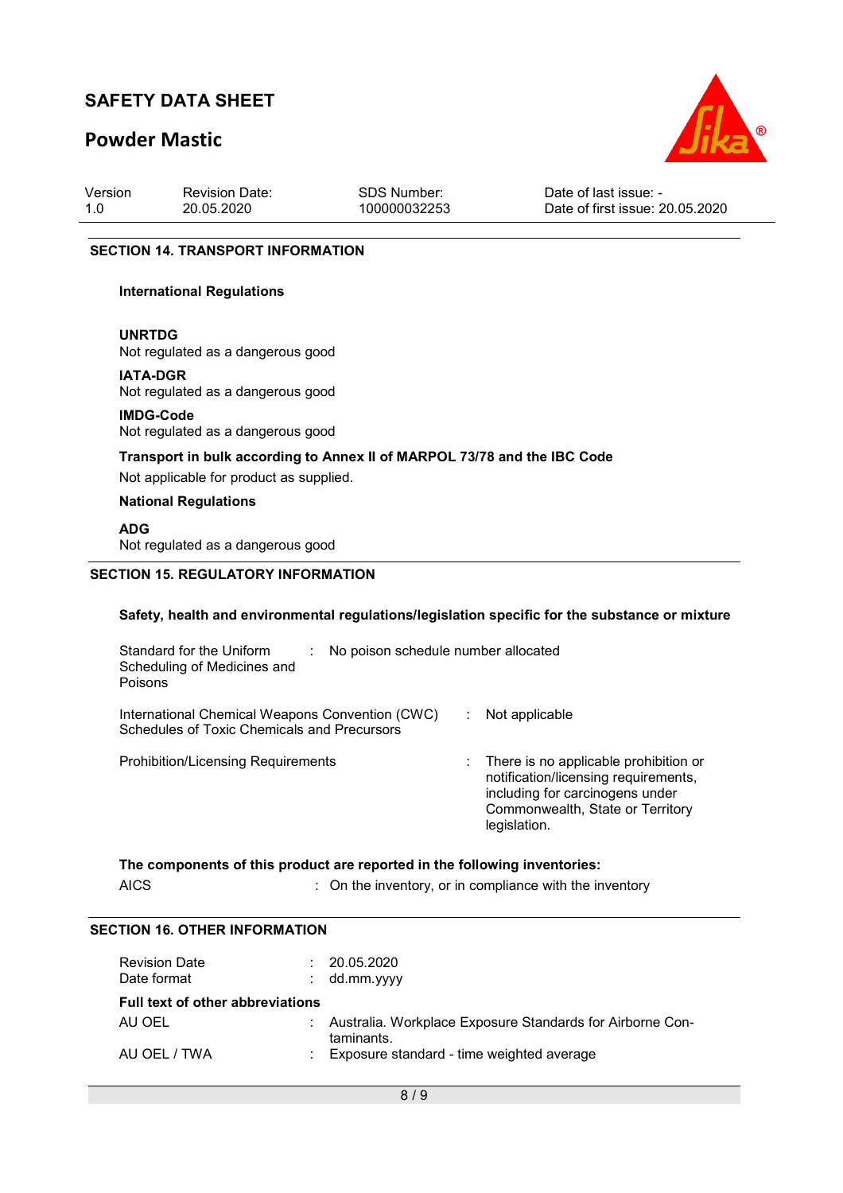# SAFETY DATA SHEET

## Powder Mastic

| Version | Revision Date: | SDS Number: | Date of last issue: - |
|---|---|---|---|
| 1.0 | 20.05.2020 | 100000032253 | Date of first issue: 20.05.2020 |

## SECTION 14. TRANSPORT INFORMATION

**International Regulations**

**UNRTDG**
Not regulated as a dangerous good

**IATA-DGR**
Not regulated as a dangerous good

**IMDG-Code**
Not regulated as a dangerous good

**Transport in bulk according to Annex II of MARPOL 73/78 and the IBC Code**
Not applicable for product as supplied.

**National Regulations**

**ADG**
Not regulated as a dangerous good

## SECTION 15. REGULATORY INFORMATION

**Safety, health and environmental regulations/legislation specific for the substance or mixture**

Standard for the Uniform Scheduling of Medicines and Poisons : No poison schedule number allocated

International Chemical Weapons Convention (CWC) Schedules of Toxic Chemicals and Precursors : Not applicable

Prohibition/Licensing Requirements : There is no applicable prohibition or notification/licensing requirements, including for carcinogens under Commonwealth, State or Territory legislation.

**The components of this product are reported in the following inventories:**

AICS : On the inventory, or in compliance with the inventory

## SECTION 16. OTHER INFORMATION

Revision Date : 20.05.2020
Date format : dd.mm.yyyy

**Full text of other abbreviations**

AU OEL : Australia. Workplace Exposure Standards for Airborne Contaminants.
AU OEL / TWA : Exposure standard - time weighted average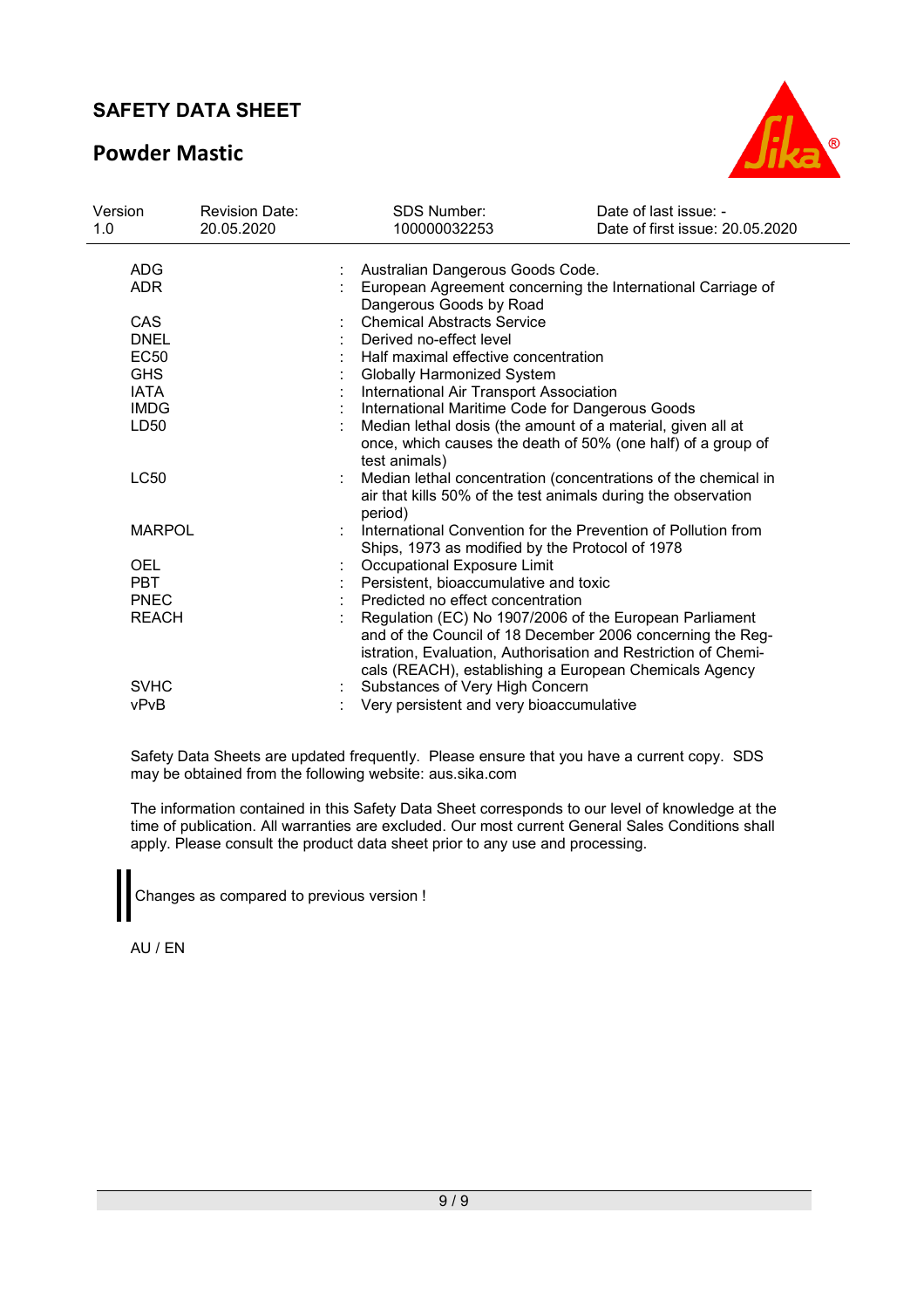| | |
|---|---|
| ADG | Australian Dangerous Goods Code. |
| ADR | European Agreement concerning the International Carriage of Dangerous Goods by Road |
| CAS | Chemical Abstracts Service |
| DNEL | Derived no-effect level |
| EC50 | Half maximal effective concentration |
| GHS | Globally Harmonized System |
| IATA | International Air Transport Association |
| IMDG | International Maritime Code for Dangerous Goods |
| LD50 | Median lethal dosis (the amount of a material, given all at once, which causes the death of 50% (one half) of a group of test animals) |
| LC50 | Median lethal concentration (concentrations of the chemical in air that kills 50% of the test animals during the observation period) |
| MARPOL | International Convention for the Prevention of Pollution from Ships, 1973 as modified by the Protocol of 1978 |
| OEL | Occupational Exposure Limit |
| PBT | Persistent, bioaccumulative and toxic |
| PNEC | Predicted no effect concentration |
| REACH | Regulation (EC) No 1907/2006 of the European Parliament and of the Council of 18 December 2006 concerning the Registration, Evaluation, Authorisation and Restriction of Chemicals (REACH), establishing a European Chemicals Agency |
| SVHC | Substances of Very High Concern |
| vPvB | Very persistent and very bioaccumulative |

Safety Data Sheets are updated frequently. Please ensure that you have a current copy. SDS may be obtained from the following website: aus.sika.com

The information contained in this Safety Data Sheet corresponds to our level of knowledge at the time of publication. All warranties are excluded. Our most current General Sales Conditions shall apply. Please consult the product data sheet prior to any use and processing.

Changes as compared to previous version !

AU / EN